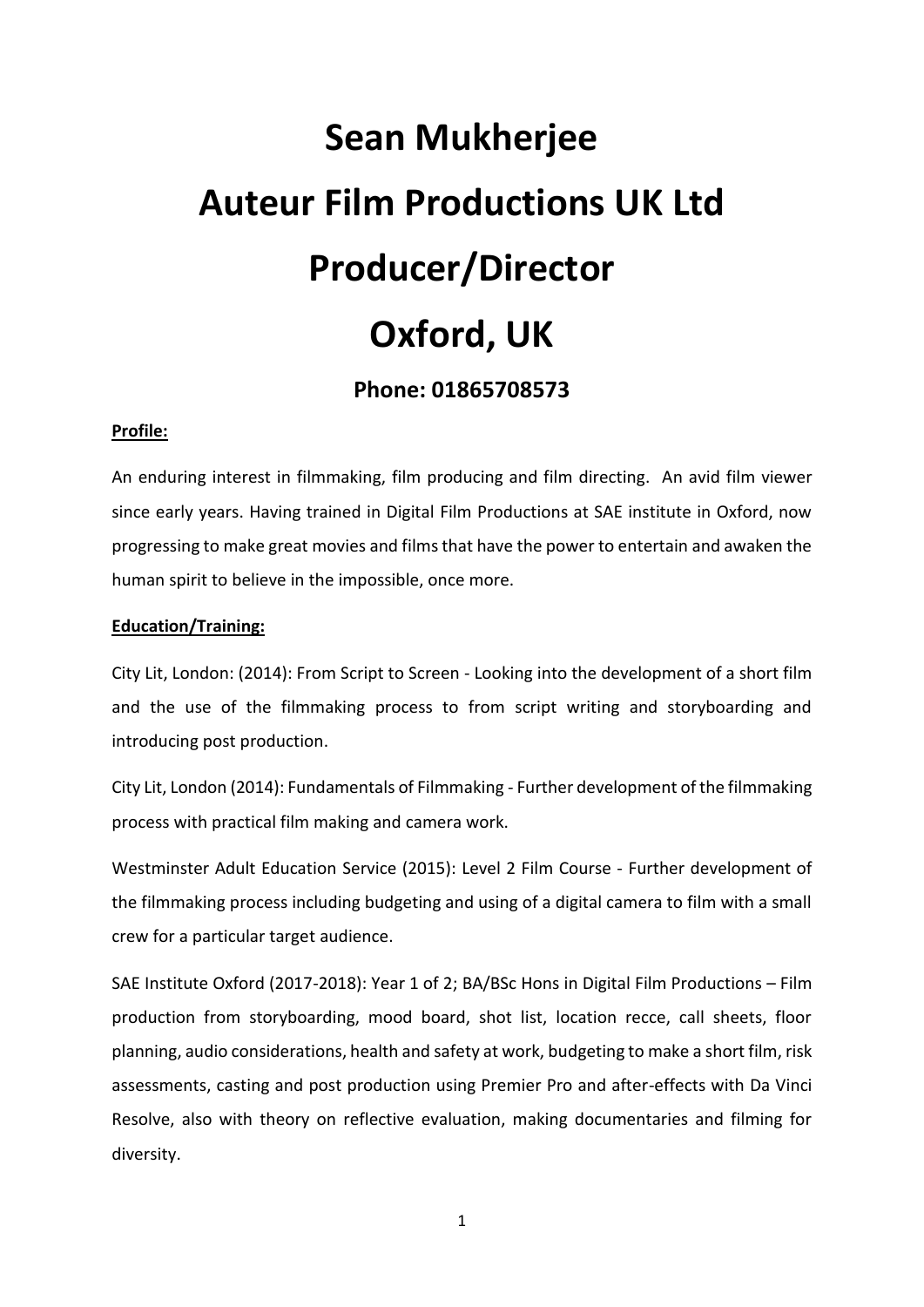# Sean Mukherjee

# Auteur Film Productions UK Ltd

# Producer/Director

# Oxford, UK

### Phone: 01865708573

**Profile:**

An enduring interest in filmmaking, film producing and film directing. An avid film viewer since early years. Having trained in Digital Film Productions at SAE institute in Oxford, now progressing to make great movies and films that have the power to entertain and awaken the human spirit to believe in the impossible, once more.

**Education/Training:**

City Lit, London: (2014): From Script to Screen - Looking into the development of a short film and the use of the filmmaking process to from script writing and storyboarding and introducing post production.

City Lit, London (2014): Fundamentals of Filmmaking - Further development of the filmmaking process with practical film making and camera work.

Westminster Adult Education Service (2015): Level 2 Film Course - Further development of the filmmaking process including budgeting and using of a digital camera to film with a small crew for a particular target audience.

SAE Institute Oxford (2017-2018): Year 1 of 2; BA/BSc Hons in Digital Film Productions – Film production from storyboarding, mood board, shot list, location recce, call sheets, floor planning, audio considerations, health and safety at work, budgeting to make a short film, risk assessments, casting and post production using Premier Pro and after-effects with Da Vinci Resolve, also with theory on reflective evaluation, making documentaries and filming for diversity.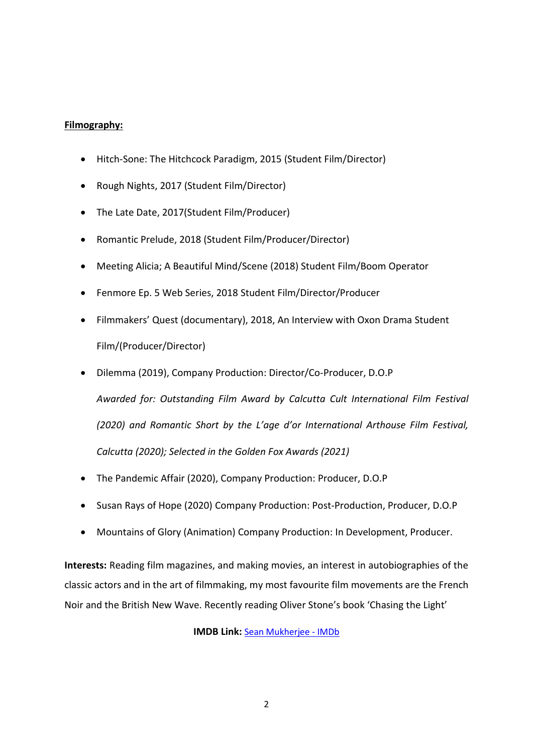**Filmography:**

- Hitch-Sone: The Hitchcock Paradigm, 2015 (Student Film/Director)
- Rough Nights, 2017 (Student Film/Director)
- The Late Date, 2017(Student Film/Producer)
- Romantic Prelude, 2018 (Student Film/Producer/Director)
- Meeting Alicia; A Beautiful Mind/Scene (2018) Student Film/Boom Operator
- Fenmore Ep. 5 Web Series, 2018 Student Film/Director/Producer
- Filmmakers' Quest (documentary), 2018, An Interview with Oxon Drama Student Film/(Producer/Director)
- Dilemma (2019), Company Production: Director/Co-Producer, D.O.P

  *Awarded for: Outstanding Film Award by Calcutta Cult International Film Festival (2020) and Romantic Short by the L'age d'or International Arthouse Film Festival, Calcutta (2020); Selected in the Golden Fox Awards (2021)*
- The Pandemic Affair (2020), Company Production: Producer, D.O.P
- Susan Rays of Hope (2020) Company Production: Post-Production, Producer, D.O.P
- Mountains of Glory (Animation) Company Production: In Development, Producer.

**Interests:** Reading film magazines, and making movies, an interest in autobiographies of the classic actors and in the art of filmmaking, my most favourite film movements are the French Noir and the British New Wave. Recently reading Oliver Stone's book 'Chasing the Light'

**IMDB Link:** Sean Mukherjee - IMDb